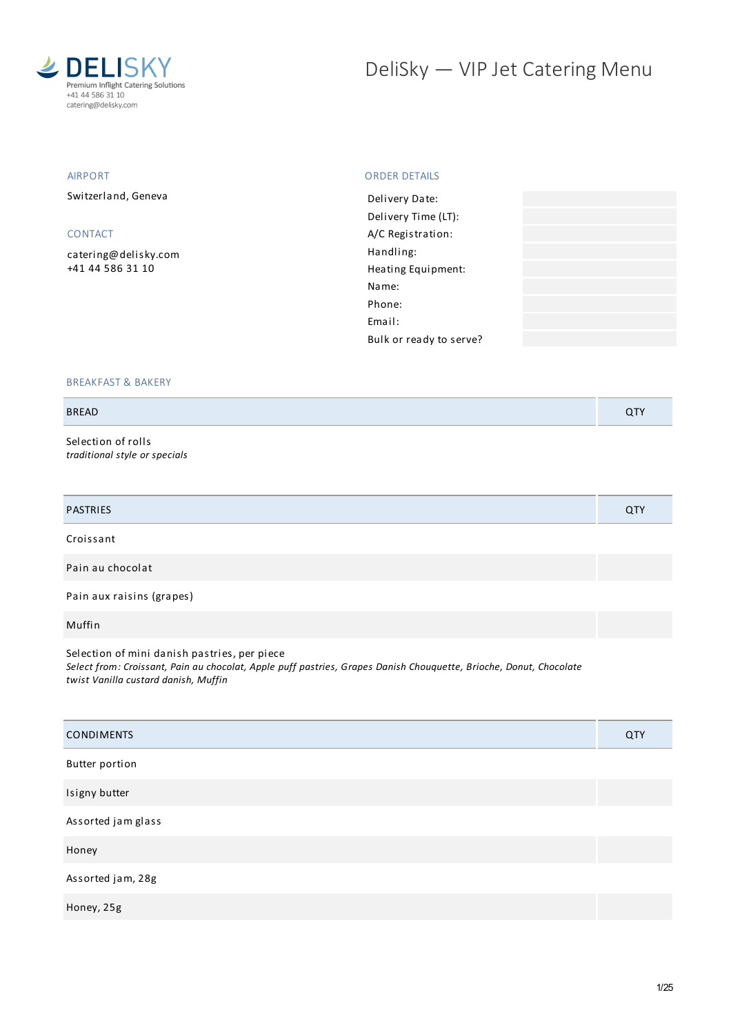**DELISKY**
Premium Inflight Catering Solutions
+41 44 586 31 10
catering@delisky.com

# DeliSky — VIP Jet Catering Menu

## AIRPORT

Switzerland, Geneva

## CONTACT

catering@delisky.com
+41 44 586 31 10

## ORDER DETAILS

| | |
|---|---|
| Delivery Date: | |
| Delivery Time (LT): | |
| A/C Registration: | |
| Handling: | |
| Heating Equipment: | |
| Name: | |
| Phone: | |
| Email: | |
| Bulk or ready to serve? | |

## BREAKFAST & BAKERY

| BREAD | QTY |
|---|---|
| Selection of rolls<br>*traditional style or specials* | |

| PASTRIES | QTY |
|---|---|
| Croissant | |
| Pain au chocolat | |
| Pain aux raisins (grapes) | |
| Muffin | |
| Selection of mini danish pastries, per piece<br>*Select from: Croissant, Pain au chocolat, Apple puff pastries, Grapes Danish Chouquette, Brioche, Donut, Chocolate twist Vanilla custard danish, Muffin* | |

| CONDIMENTS | QTY |
|---|---|
| Butter portion | |
| Isigny butter | |
| Assorted jam glass | |
| Honey | |
| Assorted jam, 28g | |
| Honey, 25g | |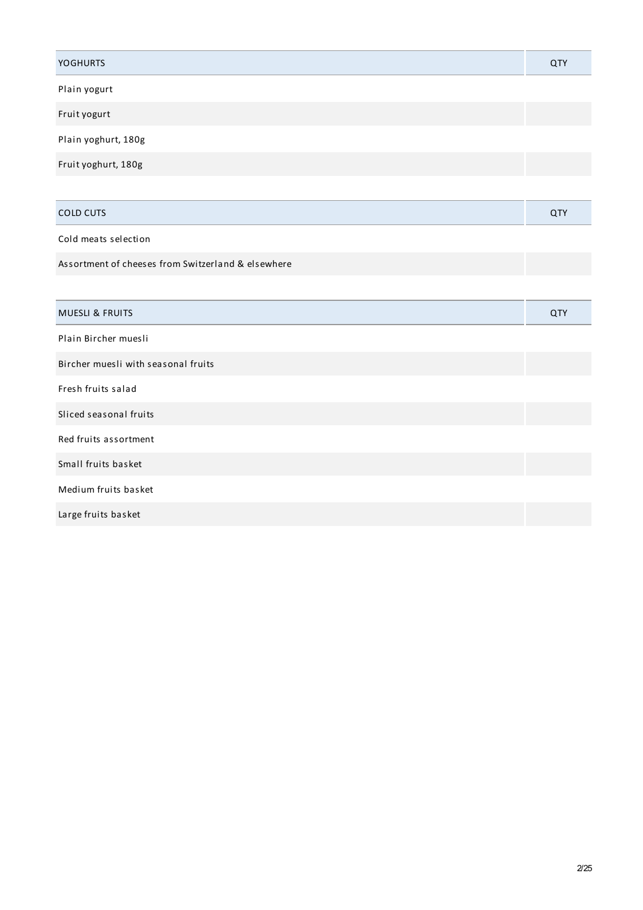| YOGHURTS | QTY |
| --- | --- |
| Plain yogurt | |
| Fruit yogurt | |
| Plain yoghurt, 180g | |
| Fruit yoghurt, 180g | |

| COLD CUTS | QTY |
| --- | --- |
| Cold meats selection | |
| Assortment of cheeses from Switzerland & elsewhere | |

| MUESLI & FRUITS | QTY |
| --- | --- |
| Plain Bircher muesli | |
| Bircher muesli with seasonal fruits | |
| Fresh fruits salad | |
| Sliced seasonal fruits | |
| Red fruits assortment | |
| Small fruits basket | |
| Medium fruits basket | |
| Large fruits basket | |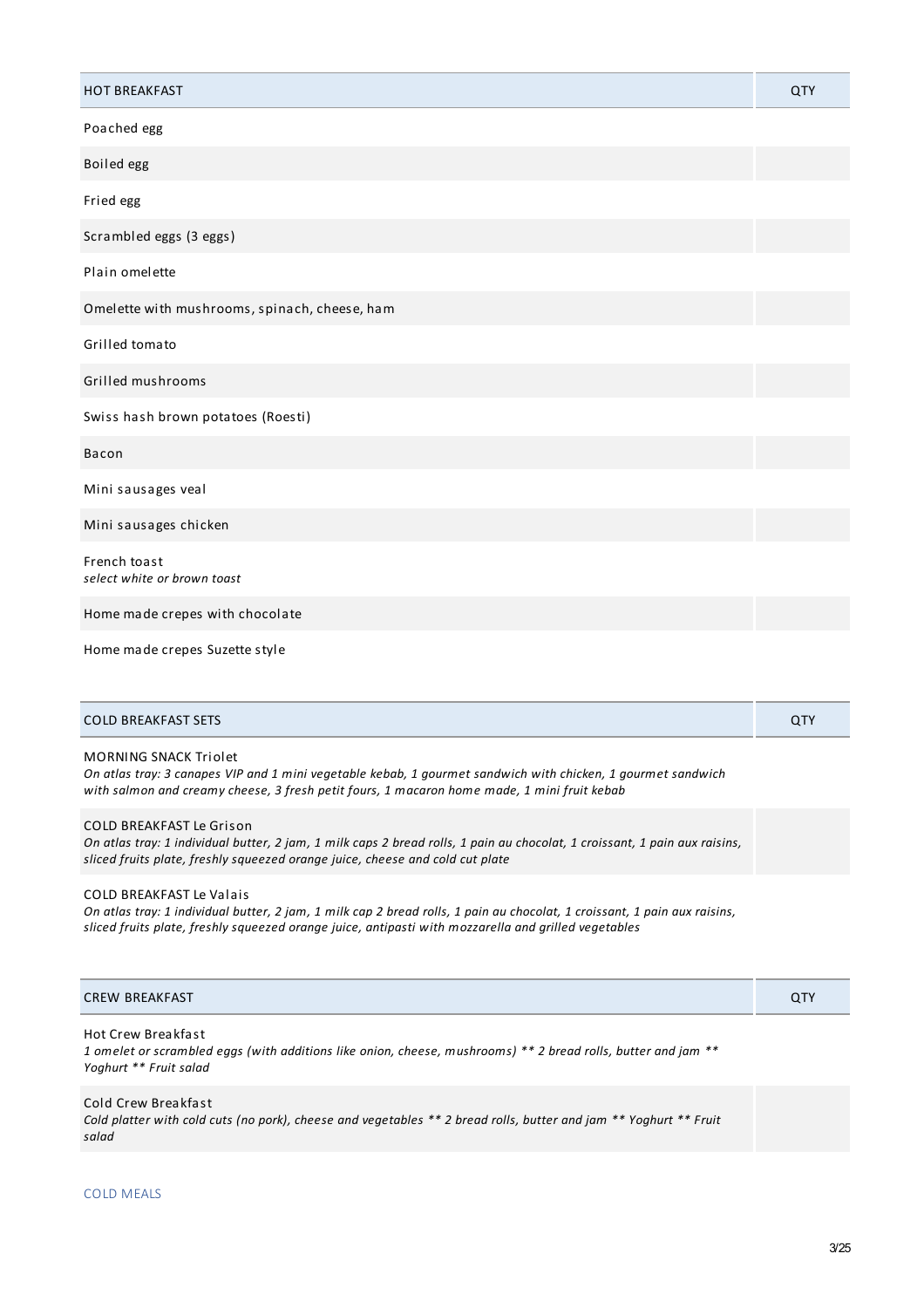| HOT BREAKFAST | QTY |
| --- | --- |
| Poached egg | |
| Boiled egg | |
| Fried egg | |
| Scrambled eggs (3 eggs) | |
| Plain omelette | |
| Omelette with mushrooms, spinach, cheese, ham | |
| Grilled tomato | |
| Grilled mushrooms | |
| Swiss hash brown potatoes (Roesti) | |
| Bacon | |
| Mini sausages veal | |
| Mini sausages chicken | |
| French toast<br>*select white or brown toast* | |
| Home made crepes with chocolate | |
| Home made crepes Suzette style | |

| COLD BREAKFAST SETS | QTY |
| --- | --- |
| MORNING SNACK Triolet<br>*On atlas tray: 3 canapes VIP and 1 mini vegetable kebab, 1 gourmet sandwich with chicken, 1 gourmet sandwich with salmon and creamy cheese, 3 fresh petit fours, 1 macaron home made, 1 mini fruit kebab* | |
| COLD BREAKFAST Le Grison<br>*On atlas tray: 1 individual butter, 2 jam, 1 milk caps 2 bread rolls, 1 pain au chocolat, 1 croissant, 1 pain aux raisins, sliced fruits plate, freshly squeezed orange juice, cheese and cold cut plate* | |
| COLD BREAKFAST Le Valais<br>*On atlas tray: 1 individual butter, 2 jam, 1 milk cap 2 bread rolls, 1 pain au chocolat, 1 croissant, 1 pain aux raisins, sliced fruits plate, freshly squeezed orange juice, antipasti with mozzarella and grilled vegetables* | |

| CREW BREAKFAST | QTY |
| --- | --- |
| Hot Crew Breakfast<br>*1 omelet or scrambled eggs (with additions like onion, cheese, mushrooms) ** 2 bread rolls, butter and jam ** Yoghurt ** Fruit salad* | |
| Cold Crew Breakfast<br>*Cold platter with cold cuts (no pork), cheese and vegetables ** 2 bread rolls, butter and jam ** Yoghurt ** Fruit salad* | |

COLD MEALS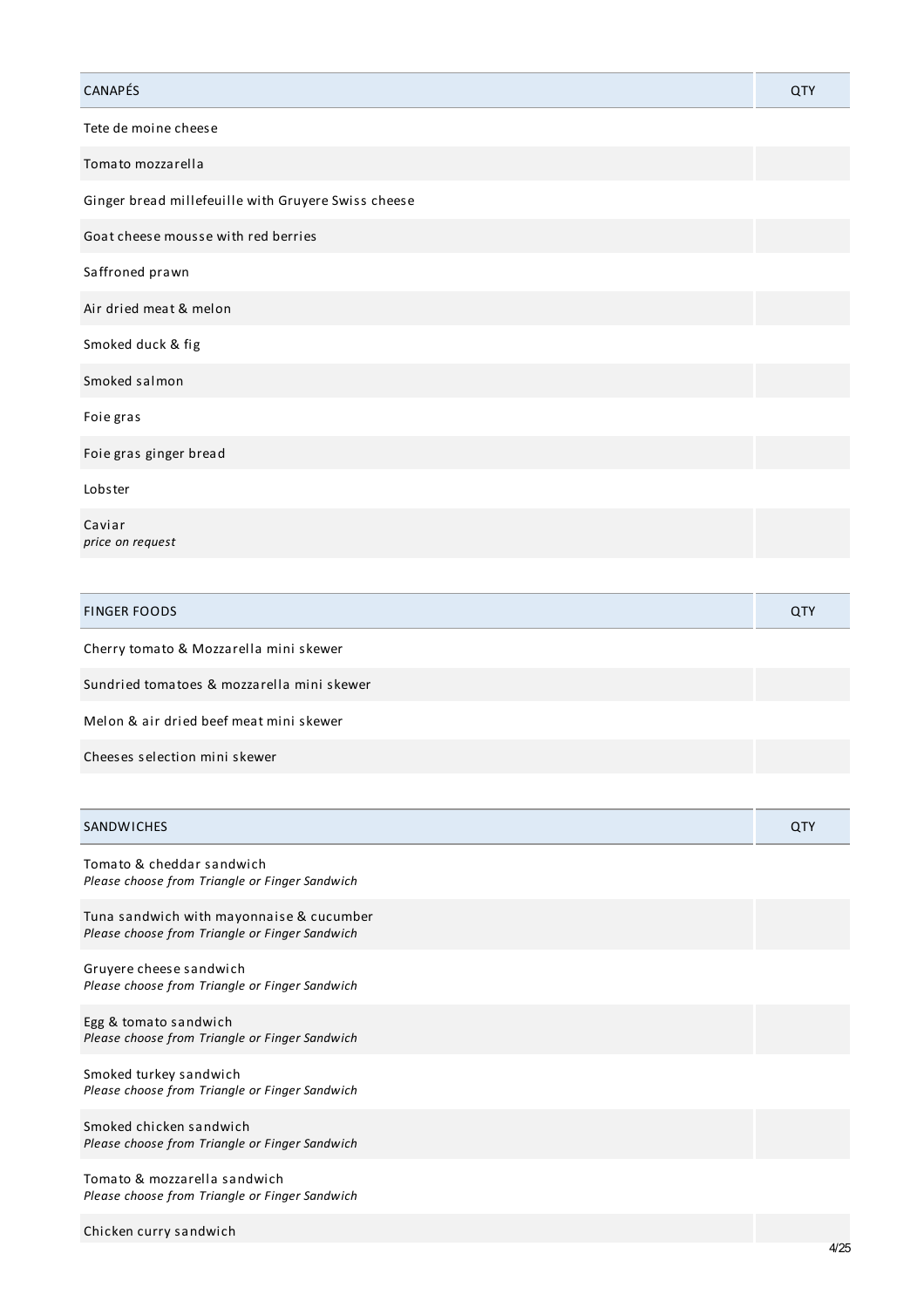| CANAPÉS | QTY |
| --- | --- |
| Tete de moine cheese | |
| Tomato mozzarella | |
| Ginger bread millefeuille with Gruyere Swiss cheese | |
| Goat cheese mousse with red berries | |
| Saffroned prawn | |
| Air dried meat & melon | |
| Smoked duck & fig | |
| Smoked salmon | |
| Foie gras | |
| Foie gras ginger bread | |
| Lobster | |
| Caviar<br>*price on request* | |

| FINGER FOODS | QTY |
| --- | --- |
| Cherry tomato & Mozzarella mini skewer | |
| Sundried tomatoes & mozzarella mini skewer | |
| Melon & air dried beef meat mini skewer | |
| Cheeses selection mini skewer | |

| SANDWICHES | QTY |
| --- | --- |
| Tomato & cheddar sandwich<br>*Please choose from Triangle or Finger Sandwich* | |
| Tuna sandwich with mayonnaise & cucumber<br>*Please choose from Triangle or Finger Sandwich* | |
| Gruyere cheese sandwich<br>*Please choose from Triangle or Finger Sandwich* | |
| Egg & tomato sandwich<br>*Please choose from Triangle or Finger Sandwich* | |
| Smoked turkey sandwich<br>*Please choose from Triangle or Finger Sandwich* | |
| Smoked chicken sandwich<br>*Please choose from Triangle or Finger Sandwich* | |
| Tomato & mozzarella sandwich<br>*Please choose from Triangle or Finger Sandwich* | |
| Chicken curry sandwich | |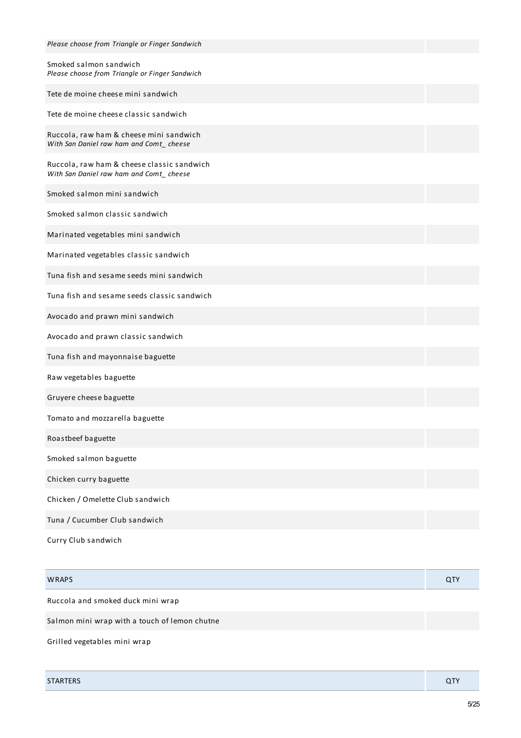| | |
|---|---|
| *Please choose from Triangle or Finger Sandwich* | |
| Smoked salmon sandwich<br>*Please choose from Triangle or Finger Sandwich* | |
| Tete de moine cheese mini sandwich | |
| Tete de moine cheese classic sandwich | |
| Ruccola, raw ham & cheese mini sandwich<br>*With San Daniel raw ham and Comt_ cheese* | |
| Ruccola, raw ham & cheese classic sandwich<br>*With San Daniel raw ham and Comt_ cheese* | |
| Smoked salmon mini sandwich | |
| Smoked salmon classic sandwich | |
| Marinated vegetables mini sandwich | |
| Marinated vegetables classic sandwich | |
| Tuna fish and sesame seeds mini sandwich | |
| Tuna fish and sesame seeds classic sandwich | |
| Avocado and prawn mini sandwich | |
| Avocado and prawn classic sandwich | |
| Tuna fish and mayonnaise baguette | |
| Raw vegetables baguette | |
| Gruyere cheese baguette | |
| Tomato and mozzarella baguette | |
| Roastbeef baguette | |
| Smoked salmon baguette | |
| Chicken curry baguette | |
| Chicken / Omelette Club sandwich | |
| Tuna / Cucumber Club sandwich | |
| Curry Club sandwich | |

| WRAPS | QTY |
|---|---|
| Ruccola and smoked duck mini wrap | |
| Salmon mini wrap with a touch of lemon chutne | |
| Grilled vegetables mini wrap | |

| STARTERS | QTY |
|---|---|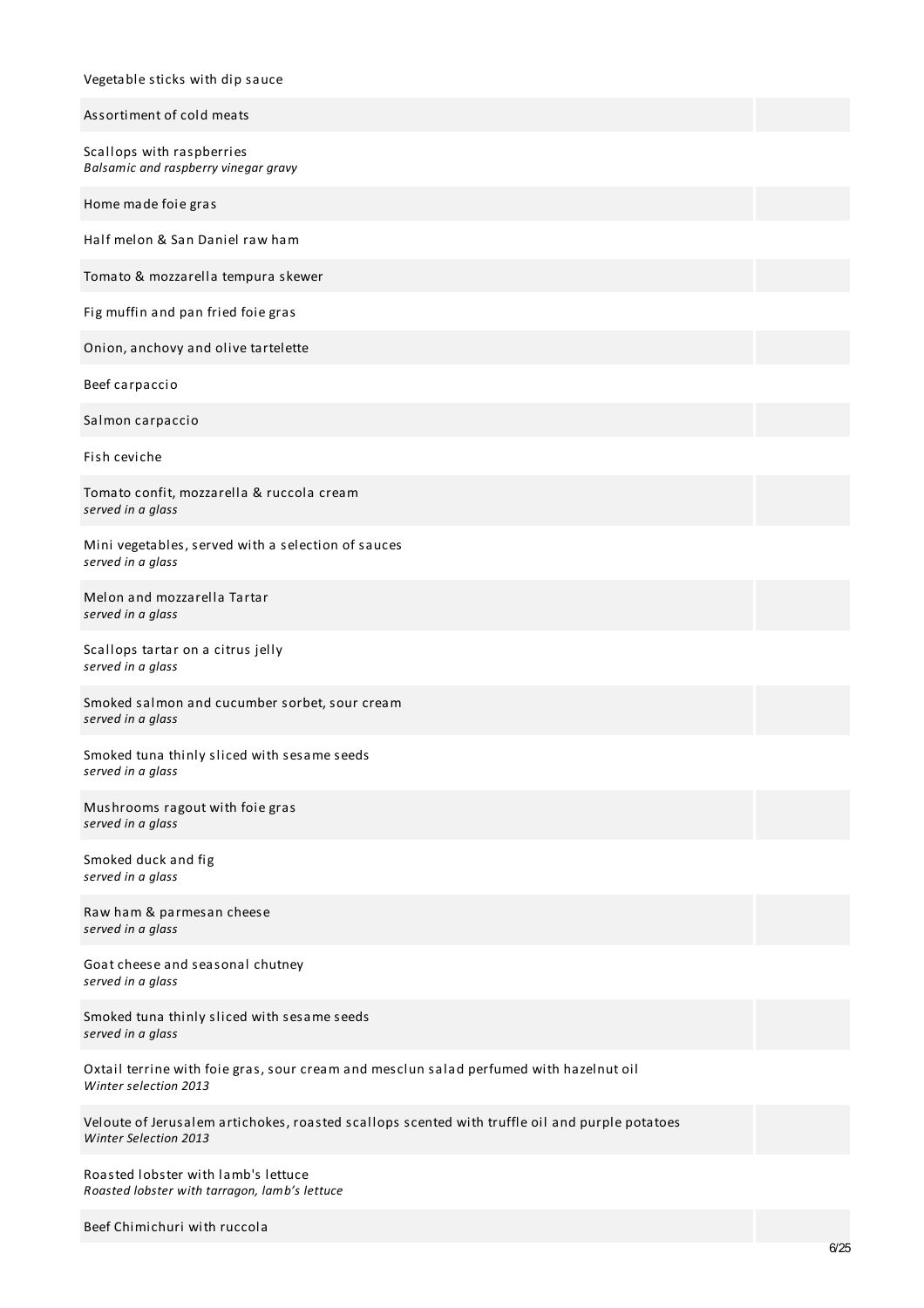Vegetable sticks with dip sauce

Assortiment of cold meats

Scallops with raspberries
*Balsamic and raspberry vinegar gravy*

Home made foie gras

Half melon & San Daniel raw ham

Tomato & mozzarella tempura skewer

Fig muffin and pan fried foie gras

Onion, anchovy and olive tartelette

Beef carpaccio

Salmon carpaccio

Fish ceviche

Tomato confit, mozzarella & ruccola cream
*served in a glass*

Mini vegetables, served with a selection of sauces
*served in a glass*

Melon and mozzarella Tartar
*served in a glass*

Scallops tartar on a citrus jelly
*served in a glass*

Smoked salmon and cucumber sorbet, sour cream
*served in a glass*

Smoked tuna thinly sliced with sesame seeds
*served in a glass*

Mushrooms ragout with foie gras
*served in a glass*

Smoked duck and fig
*served in a glass*

Raw ham & parmesan cheese
*served in a glass*

Goat cheese and seasonal chutney
*served in a glass*

Smoked tuna thinly sliced with sesame seeds
*served in a glass*

Oxtail terrine with foie gras, sour cream and mesclun salad perfumed with hazelnut oil
*Winter selection 2013*

Veloute of Jerusalem artichokes, roasted scallops scented with truffle oil and purple potatoes
*Winter Selection 2013*

Roasted lobster with lamb's lettuce
*Roasted lobster with tarragon, lamb's lettuce*

Beef Chimichuri with ruccola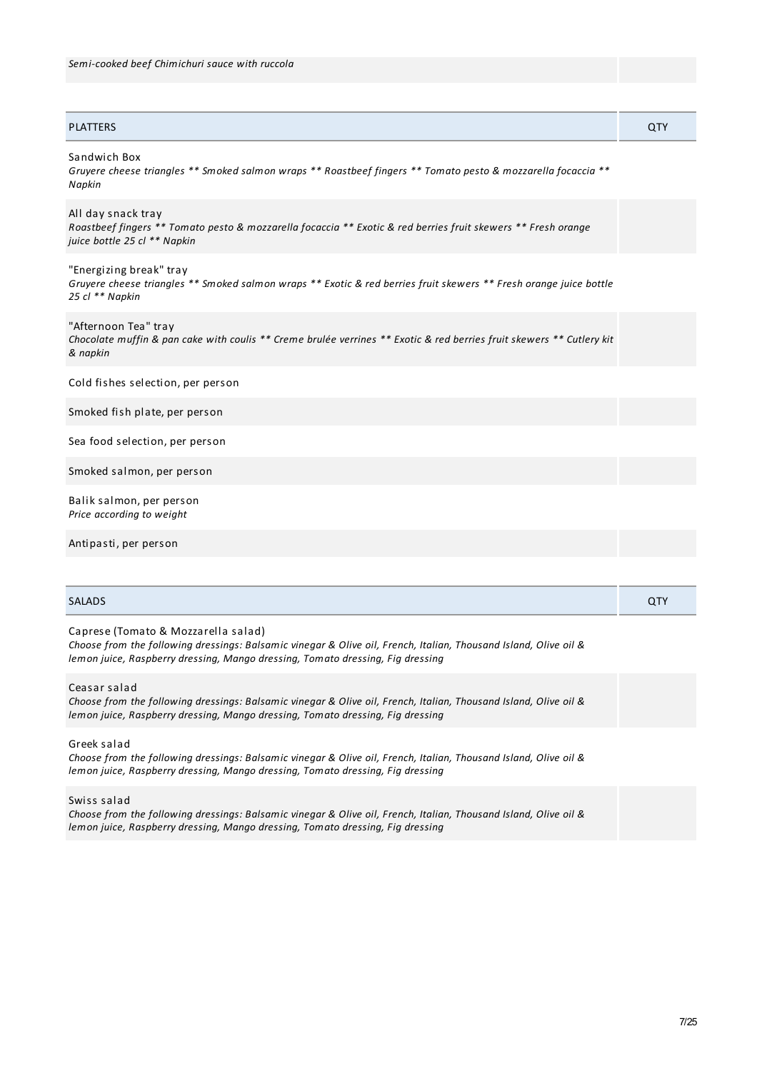| | |
|---|---|
| *Semi-cooked beef Chimichuri sauce with ruccola* | |

| PLATTERS | QTY |
|---|---|
| Sandwich Box<br>*Gruyere cheese triangles ** Smoked salmon wraps ** Roastbeef fingers ** Tomato pesto & mozzarella focaccia ** Napkin* | |
| All day snack tray<br>*Roastbeef fingers ** Tomato pesto & mozzarella focaccia ** Exotic & red berries fruit skewers ** Fresh orange juice bottle 25 cl ** Napkin* | |
| "Energizing break" tray<br>*Gruyere cheese triangles ** Smoked salmon wraps ** Exotic & red berries fruit skewers ** Fresh orange juice bottle 25 cl ** Napkin* | |
| "Afternoon Tea" tray<br>*Chocolate muffin & pan cake with coulis ** Creme brulée verrines ** Exotic & red berries fruit skewers ** Cutlery kit & napkin* | |
| Cold fishes selection, per person | |
| Smoked fish plate, per person | |
| Sea food selection, per person | |
| Smoked salmon, per person | |
| Balik salmon, per person<br>*Price according to weight* | |
| Antipasti, per person | |

| SALADS | QTY |
|---|---|
| Caprese (Tomato & Mozzarella salad)<br>*Choose from the following dressings: Balsamic vinegar & Olive oil, French, Italian, Thousand Island, Olive oil & lemon juice, Raspberry dressing, Mango dressing, Tomato dressing, Fig dressing* | |
| Ceasar salad<br>*Choose from the following dressings: Balsamic vinegar & Olive oil, French, Italian, Thousand Island, Olive oil & lemon juice, Raspberry dressing, Mango dressing, Tomato dressing, Fig dressing* | |
| Greek salad<br>*Choose from the following dressings: Balsamic vinegar & Olive oil, French, Italian, Thousand Island, Olive oil & lemon juice, Raspberry dressing, Mango dressing, Tomato dressing, Fig dressing* | |
| Swiss salad<br>*Choose from the following dressings: Balsamic vinegar & Olive oil, French, Italian, Thousand Island, Olive oil & lemon juice, Raspberry dressing, Mango dressing, Tomato dressing, Fig dressing* | |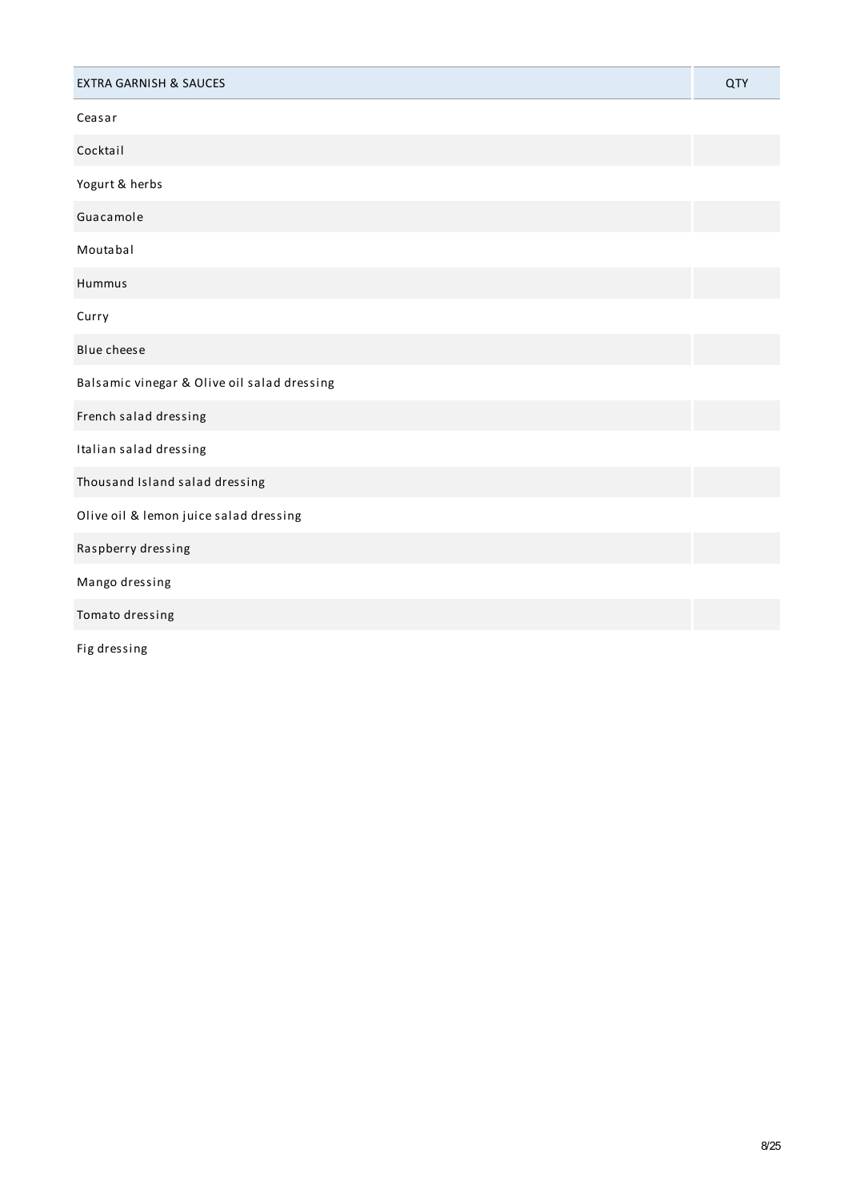| EXTRA GARNISH & SAUCES | QTY |
| --- | --- |
| Ceasar | |
| Cocktail | |
| Yogurt & herbs | |
| Guacamole | |
| Moutabal | |
| Hummus | |
| Curry | |
| Blue cheese | |
| Balsamic vinegar & Olive oil salad dressing | |
| French salad dressing | |
| Italian salad dressing | |
| Thousand Island salad dressing | |
| Olive oil & lemon juice salad dressing | |
| Raspberry dressing | |
| Mango dressing | |
| Tomato dressing | |
| Fig dressing | |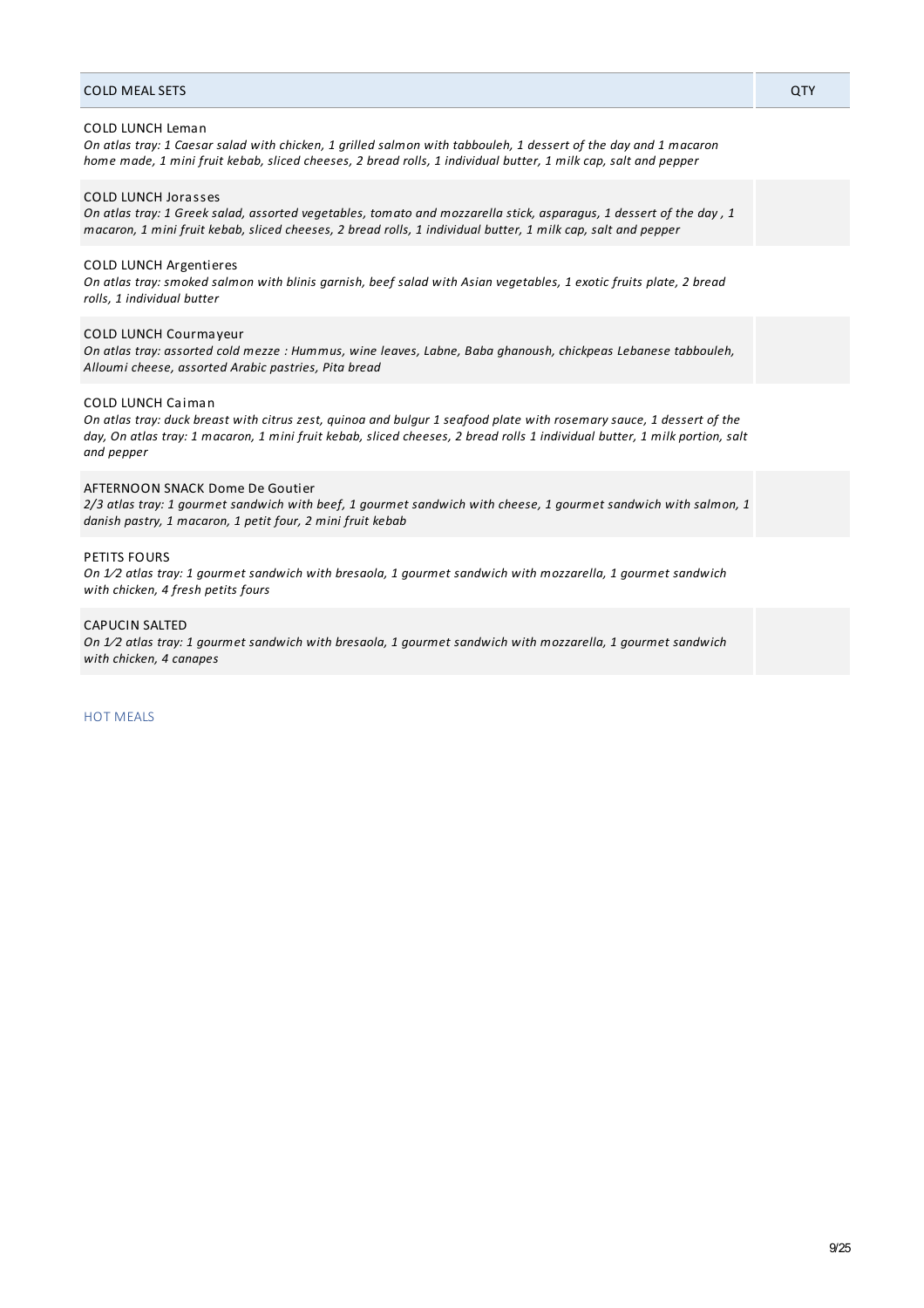| COLD MEAL SETS | QTY |
|---|---|
| COLD LUNCH Leman<br>*On atlas tray: 1 Caesar salad with chicken, 1 grilled salmon with tabbouleh, 1 dessert of the day and 1 macaron home made, 1 mini fruit kebab, sliced cheeses, 2 bread rolls, 1 individual butter, 1 milk cap, salt and pepper* | |
| COLD LUNCH Jorasses<br>*On atlas tray: 1 Greek salad, assorted vegetables, tomato and mozzarella stick, asparagus, 1 dessert of the day , 1 macaron, 1 mini fruit kebab, sliced cheeses, 2 bread rolls, 1 individual butter, 1 milk cap, salt and pepper* | |
| COLD LUNCH Argentieres<br>*On atlas tray: smoked salmon with blinis garnish, beef salad with Asian vegetables, 1 exotic fruits plate, 2 bread rolls, 1 individual butter* | |
| COLD LUNCH Courmayeur<br>*On atlas tray: assorted cold mezze : Hummus, wine leaves, Labne, Baba ghanoush, chickpeas Lebanese tabbouleh, Alloumi cheese, assorted Arabic pastries, Pita bread* | |
| COLD LUNCH Caiman<br>*On atlas tray: duck breast with citrus zest, quinoa and bulgur 1 seafood plate with rosemary sauce, 1 dessert of the day, On atlas tray: 1 macaron, 1 mini fruit kebab, sliced cheeses, 2 bread rolls 1 individual butter, 1 milk portion, salt and pepper* | |
| AFTERNOON SNACK Dome De Goutier<br>*2/3 atlas tray: 1 gourmet sandwich with beef, 1 gourmet sandwich with cheese, 1 gourmet sandwich with salmon, 1 danish pastry, 1 macaron, 1 petit four, 2 mini fruit kebab* | |
| PETITS FOURS<br>*On 1⁄2 atlas tray: 1 gourmet sandwich with bresaola, 1 gourmet sandwich with mozzarella, 1 gourmet sandwich with chicken, 4 fresh petits fours* | |
| CAPUCIN SALTED<br>*On 1⁄2 atlas tray: 1 gourmet sandwich with bresaola, 1 gourmet sandwich with mozzarella, 1 gourmet sandwich with chicken, 4 canapes* | |

HOT MEALS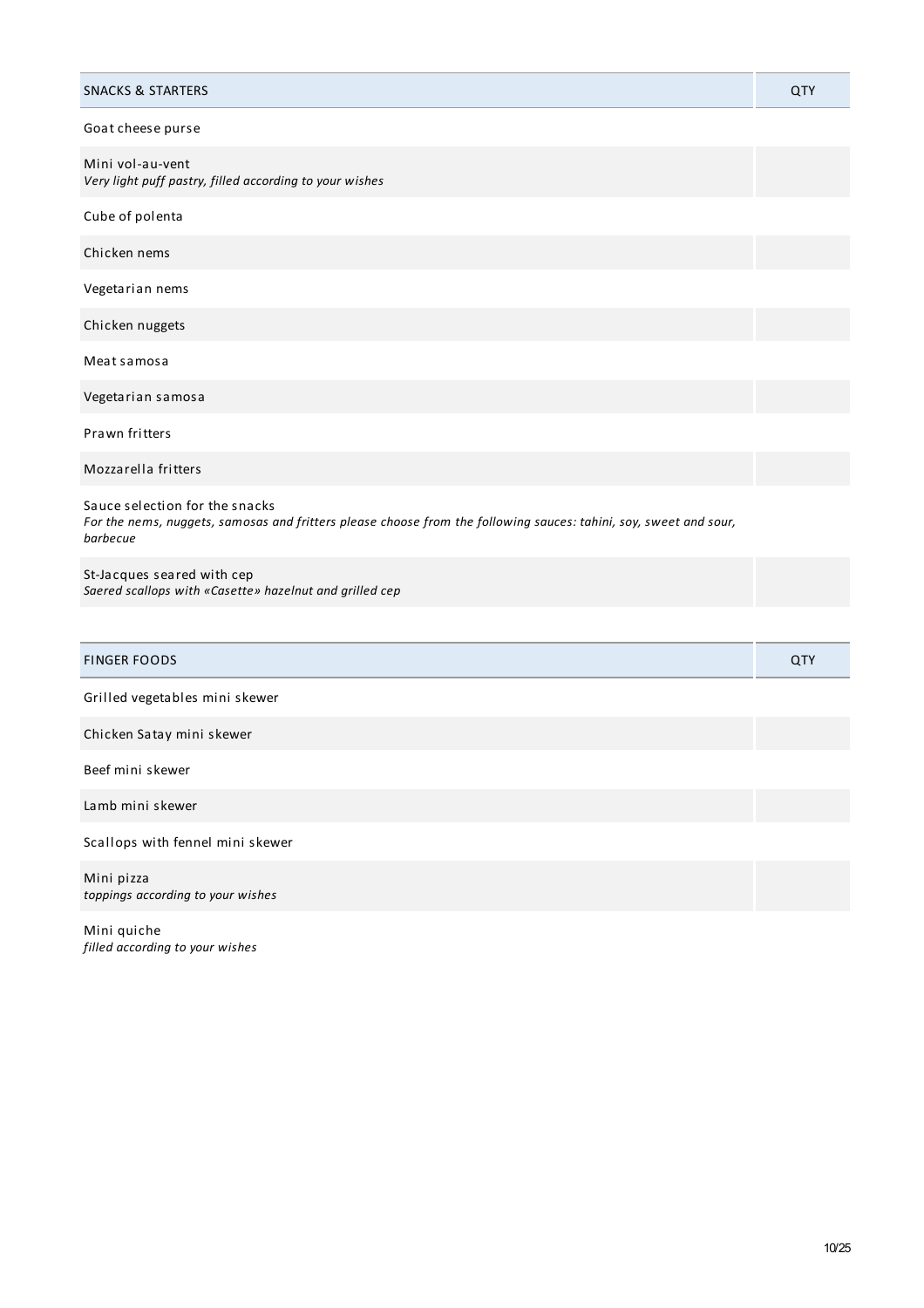| SNACKS & STARTERS | QTY |
| --- | --- |
| Goat cheese purse | |
| Mini vol-au-vent<br>*Very light puff pastry, filled according to your wishes* | |
| Cube of polenta | |
| Chicken nems | |
| Vegetarian nems | |
| Chicken nuggets | |
| Meat samosa | |
| Vegetarian samosa | |
| Prawn fritters | |
| Mozzarella fritters | |
| Sauce selection for the snacks<br>*For the nems, nuggets, samosas and fritters please choose from the following sauces: tahini, soy, sweet and sour, barbecue* | |
| St-Jacques seared with cep<br>*Saered scallops with «Casette» hazelnut and grilled cep* | |

| FINGER FOODS | QTY |
| --- | --- |
| Grilled vegetables mini skewer | |
| Chicken Satay mini skewer | |
| Beef mini skewer | |
| Lamb mini skewer | |
| Scallops with fennel mini skewer | |
| Mini pizza<br>*toppings according to your wishes* | |
| Mini quiche<br>*filled according to your wishes* | |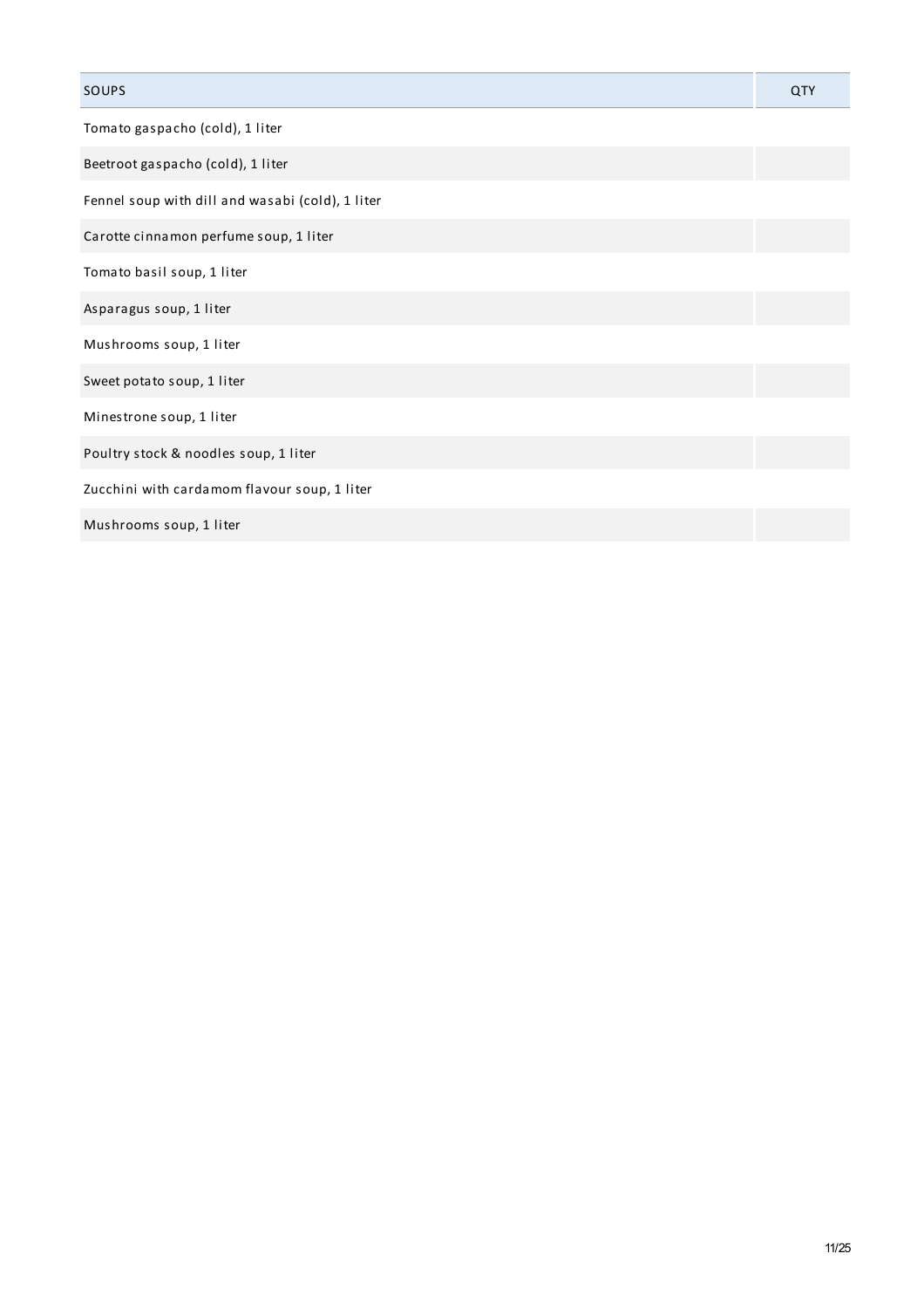| SOUPS | QTY |
|---|---|
| Tomato gaspacho (cold), 1 liter | |
| Beetroot gaspacho (cold), 1 liter | |
| Fennel soup with dill and wasabi (cold), 1 liter | |
| Carotte cinnamon perfume soup, 1 liter | |
| Tomato basil soup, 1 liter | |
| Asparagus soup, 1 liter | |
| Mushrooms soup, 1 liter | |
| Sweet potato soup, 1 liter | |
| Minestrone soup, 1 liter | |
| Poultry stock & noodles soup, 1 liter | |
| Zucchini with cardamom flavour soup, 1 liter | |
| Mushrooms soup, 1 liter | |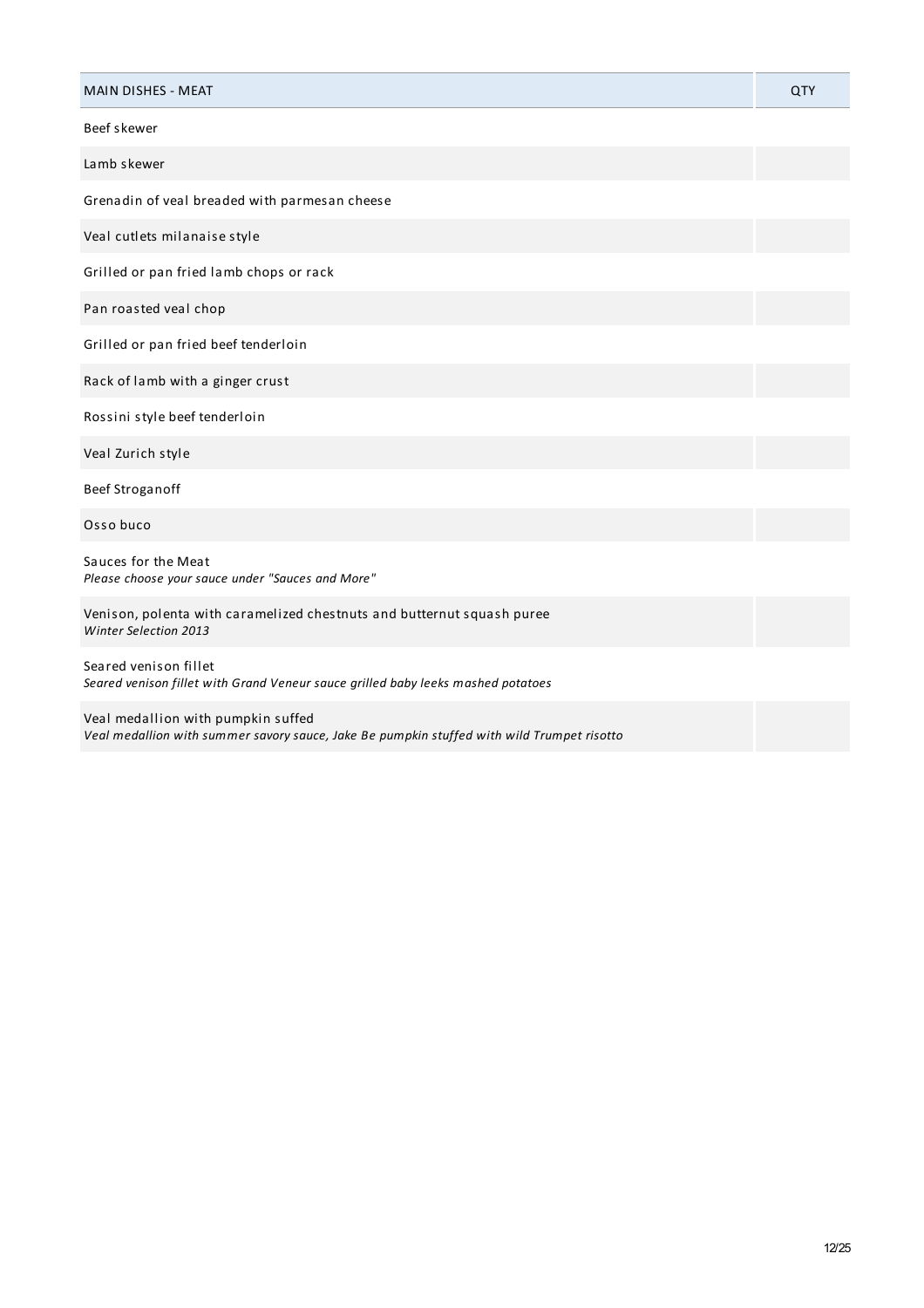| MAIN DISHES - MEAT | QTY |
|---|---|
| Beef skewer | |
| Lamb skewer | |
| Grenadin of veal breaded with parmesan cheese | |
| Veal cutlets milanaise style | |
| Grilled or pan fried lamb chops or rack | |
| Pan roasted veal chop | |
| Grilled or pan fried beef tenderloin | |
| Rack of lamb with a ginger crust | |
| Rossini style beef tenderloin | |
| Veal Zurich style | |
| Beef Stroganoff | |
| Osso buco | |
| Sauces for the Meat<br>*Please choose your sauce under "Sauces and More"* | |
| Venison, polenta with caramelized chestnuts and butternut squash puree<br>*Winter Selection 2013* | |
| Seared venison fillet<br>*Seared venison fillet with Grand Veneur sauce grilled baby leeks mashed potatoes* | |
| Veal medallion with pumpkin suffed<br>*Veal medallion with summer savory sauce, Jake Be pumpkin stuffed with wild Trumpet risotto* | |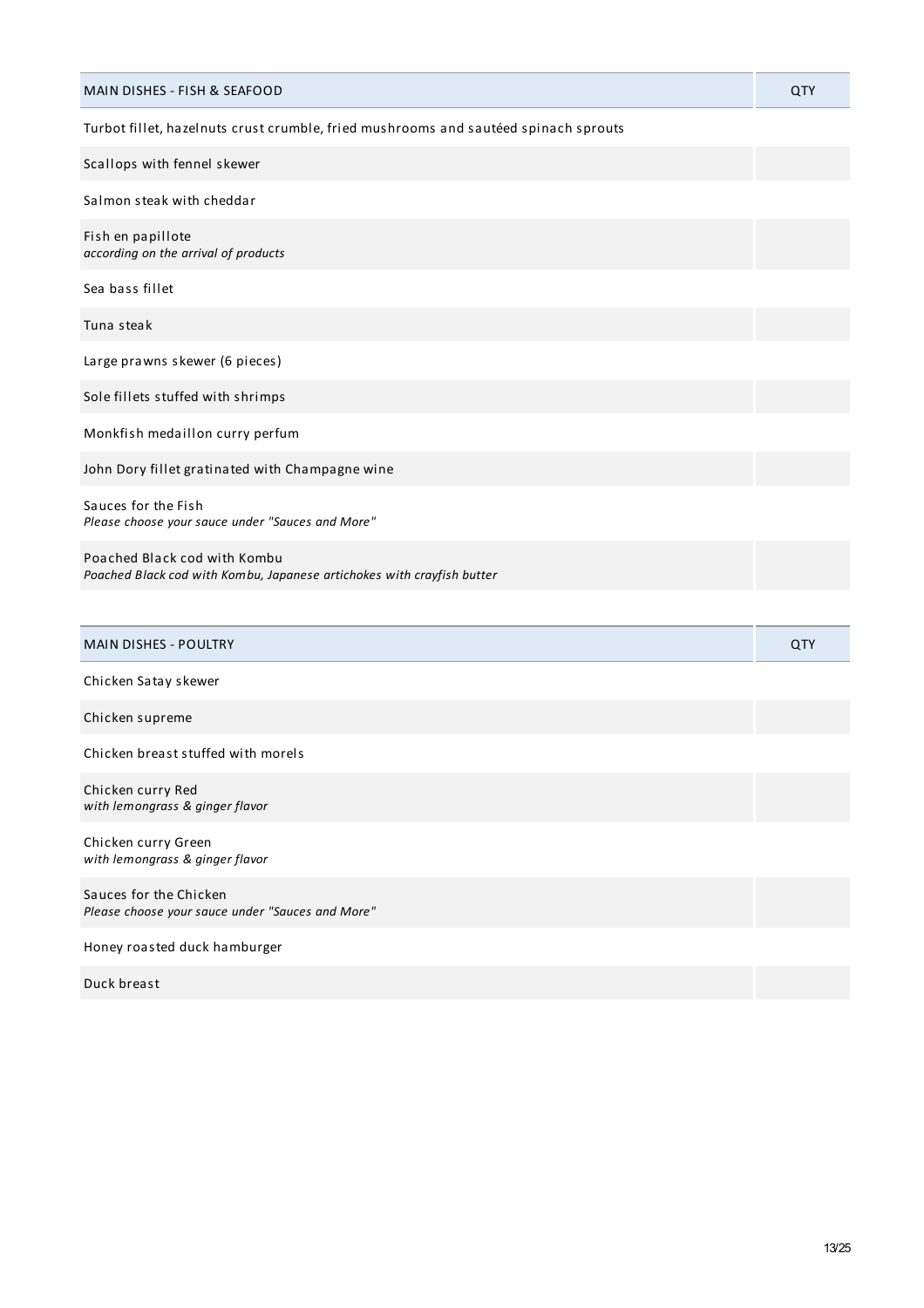| MAIN DISHES - FISH & SEAFOOD | QTY |
| --- | --- |
| Turbot fillet, hazelnuts crust crumble, fried mushrooms and sautéed spinach sprouts | |
| Scallops with fennel skewer | |
| Salmon steak with cheddar | |
| Fish en papillote<br>*according on the arrival of products* | |
| Sea bass fillet | |
| Tuna steak | |
| Large prawns skewer (6 pieces) | |
| Sole fillets stuffed with shrimps | |
| Monkfish medaillon curry perfum | |
| John Dory fillet gratinated with Champagne wine | |
| Sauces for the Fish<br>*Please choose your sauce under "Sauces and More"* | |
| Poached Black cod with Kombu<br>*Poached Black cod with Kombu, Japanese artichokes with crayfish butter* | |

| MAIN DISHES - POULTRY | QTY |
| --- | --- |
| Chicken Satay skewer | |
| Chicken supreme | |
| Chicken breast stuffed with morels | |
| Chicken curry Red<br>*with lemongrass & ginger flavor* | |
| Chicken curry Green<br>*with lemongrass & ginger flavor* | |
| Sauces for the Chicken<br>*Please choose your sauce under "Sauces and More"* | |
| Honey roasted duck hamburger | |
| Duck breast | |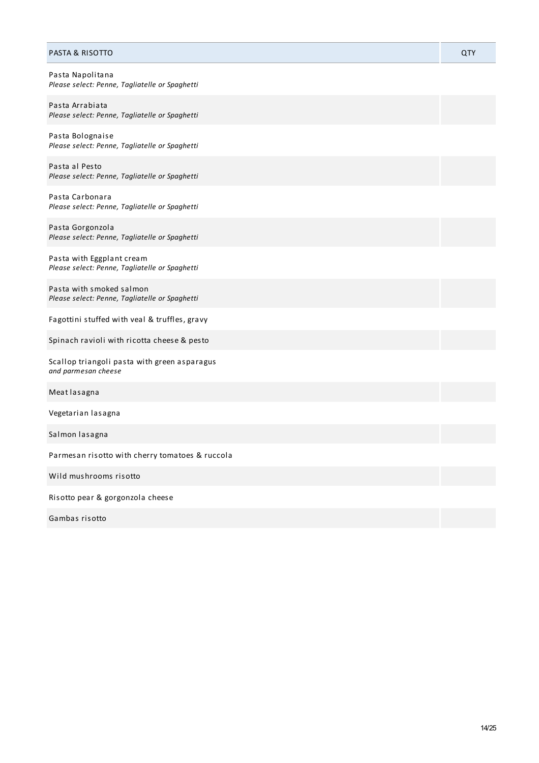| PASTA & RISOTTO | QTY |
| --- | --- |
| Pasta Napolitana<br>*Please select: Penne, Tagliatelle or Spaghetti* | |
| Pasta Arrabiata<br>*Please select: Penne, Tagliatelle or Spaghetti* | |
| Pasta Bolognaise<br>*Please select: Penne, Tagliatelle or Spaghetti* | |
| Pasta al Pesto<br>*Please select: Penne, Tagliatelle or Spaghetti* | |
| Pasta Carbonara<br>*Please select: Penne, Tagliatelle or Spaghetti* | |
| Pasta Gorgonzola<br>*Please select: Penne, Tagliatelle or Spaghetti* | |
| Pasta with Eggplant cream<br>*Please select: Penne, Tagliatelle or Spaghetti* | |
| Pasta with smoked salmon<br>*Please select: Penne, Tagliatelle or Spaghetti* | |
| Fagottini stuffed with veal & truffles, gravy | |
| Spinach ravioli with ricotta cheese & pesto | |
| Scallop triangoli pasta with green asparagus<br>*and parmesan cheese* | |
| Meat lasagna | |
| Vegetarian lasagna | |
| Salmon lasagna | |
| Parmesan risotto with cherry tomatoes & ruccola | |
| Wild mushrooms risotto | |
| Risotto pear & gorgonzola cheese | |
| Gambas risotto | |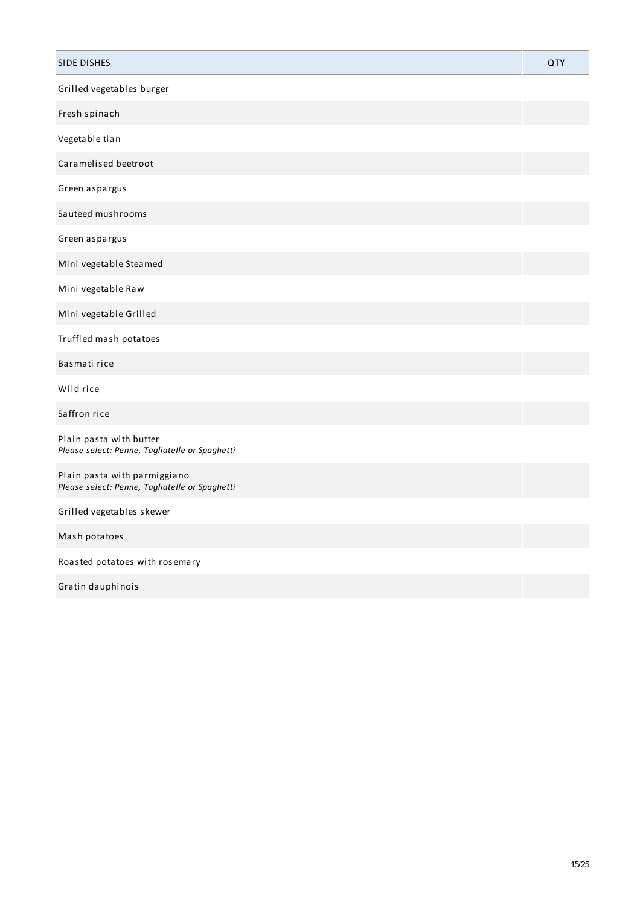| SIDE DISHES | QTY |
|---|---|
| Grilled vegetables burger | |
| Fresh spinach | |
| Vegetable tian | |
| Caramelised beetroot | |
| Green aspargus | |
| Sauteed mushrooms | |
| Green aspargus | |
| Mini vegetable Steamed | |
| Mini vegetable Raw | |
| Mini vegetable Grilled | |
| Truffled mash potatoes | |
| Basmati rice | |
| Wild rice | |
| Saffron rice | |
| Plain pasta with butter<br>*Please select: Penne, Tagliatelle or Spaghetti* | |
| Plain pasta with parmiggiano<br>*Please select: Penne, Tagliatelle or Spaghetti* | |
| Grilled vegetables skewer | |
| Mash potatoes | |
| Roasted potatoes with rosemary | |
| Gratin dauphinois | |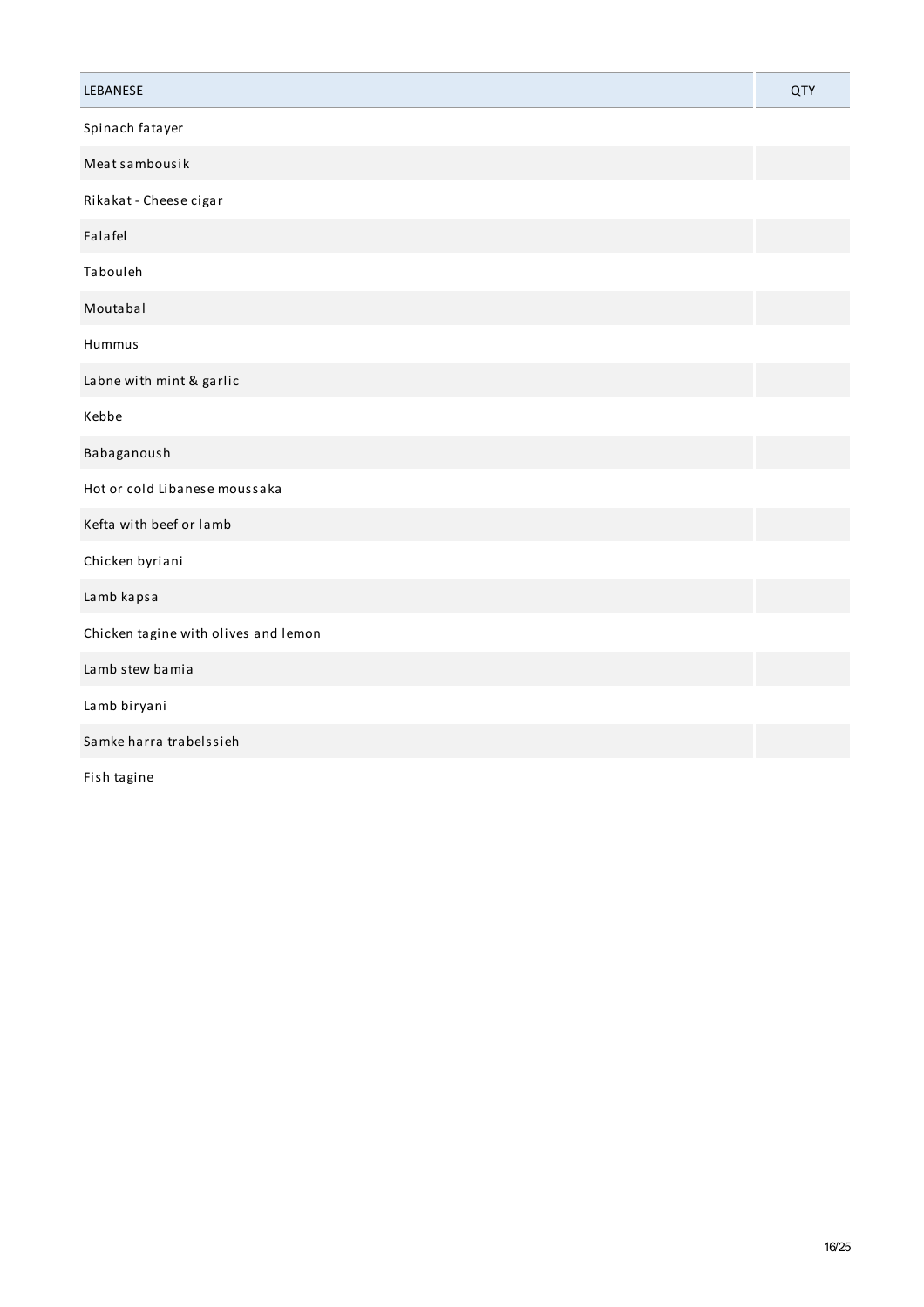| LEBANESE | QTY |
| --- | --- |
| Spinach fatayer | |
| Meat sambousik | |
| Rikakat - Cheese cigar | |
| Falafel | |
| Tabouleh | |
| Moutabal | |
| Hummus | |
| Labne with mint & garlic | |
| Kebbe | |
| Babaganoush | |
| Hot or cold Libanese moussaka | |
| Kefta with beef or lamb | |
| Chicken byriani | |
| Lamb kapsa | |
| Chicken tagine with olives and lemon | |
| Lamb stew bamia | |
| Lamb biryani | |
| Samke harra trabelssieh | |
| Fish tagine | |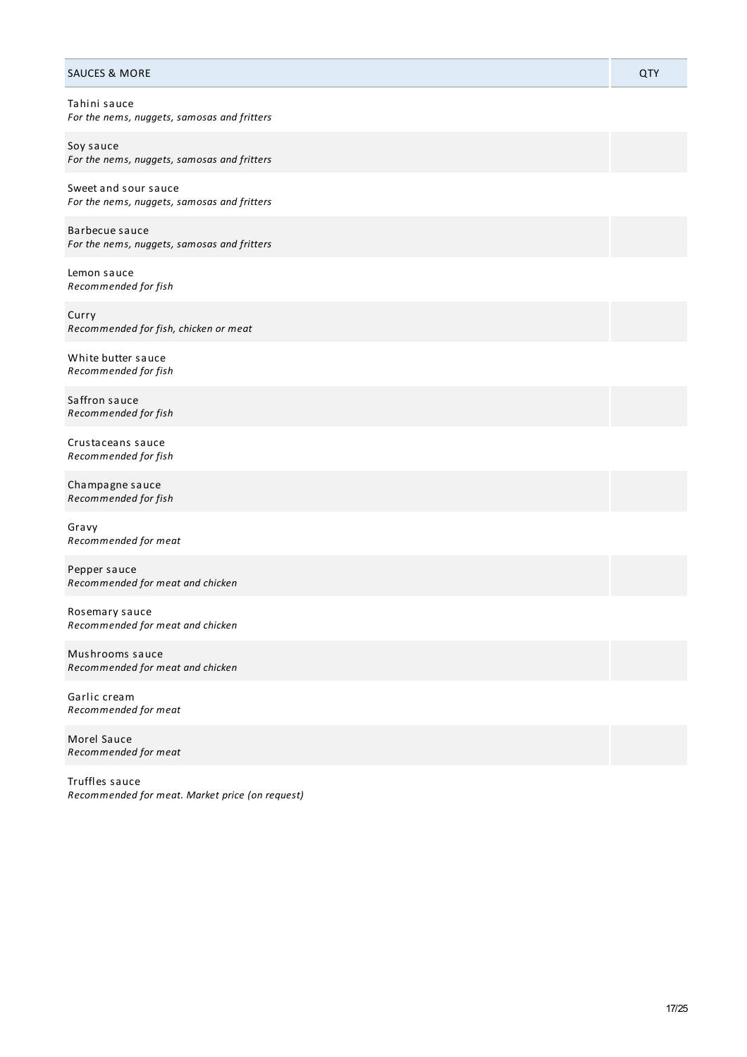| SAUCES & MORE | QTY |
|---|---|
| Tahini sauce<br>*For the nems, nuggets, samosas and fritters* | |
| Soy sauce<br>*For the nems, nuggets, samosas and fritters* | |
| Sweet and sour sauce<br>*For the nems, nuggets, samosas and fritters* | |
| Barbecue sauce<br>*For the nems, nuggets, samosas and fritters* | |
| Lemon sauce<br>*Recommended for fish* | |
| Curry<br>*Recommended for fish, chicken or meat* | |
| White butter sauce<br>*Recommended for fish* | |
| Saffron sauce<br>*Recommended for fish* | |
| Crustaceans sauce<br>*Recommended for fish* | |
| Champagne sauce<br>*Recommended for fish* | |
| Gravy<br>*Recommended for meat* | |
| Pepper sauce<br>*Recommended for meat and chicken* | |
| Rosemary sauce<br>*Recommended for meat and chicken* | |
| Mushrooms sauce<br>*Recommended for meat and chicken* | |
| Garlic cream<br>*Recommended for meat* | |
| Morel Sauce<br>*Recommended for meat* | |
| Truffles sauce<br>*Recommended for meat. Market price (on request)* | |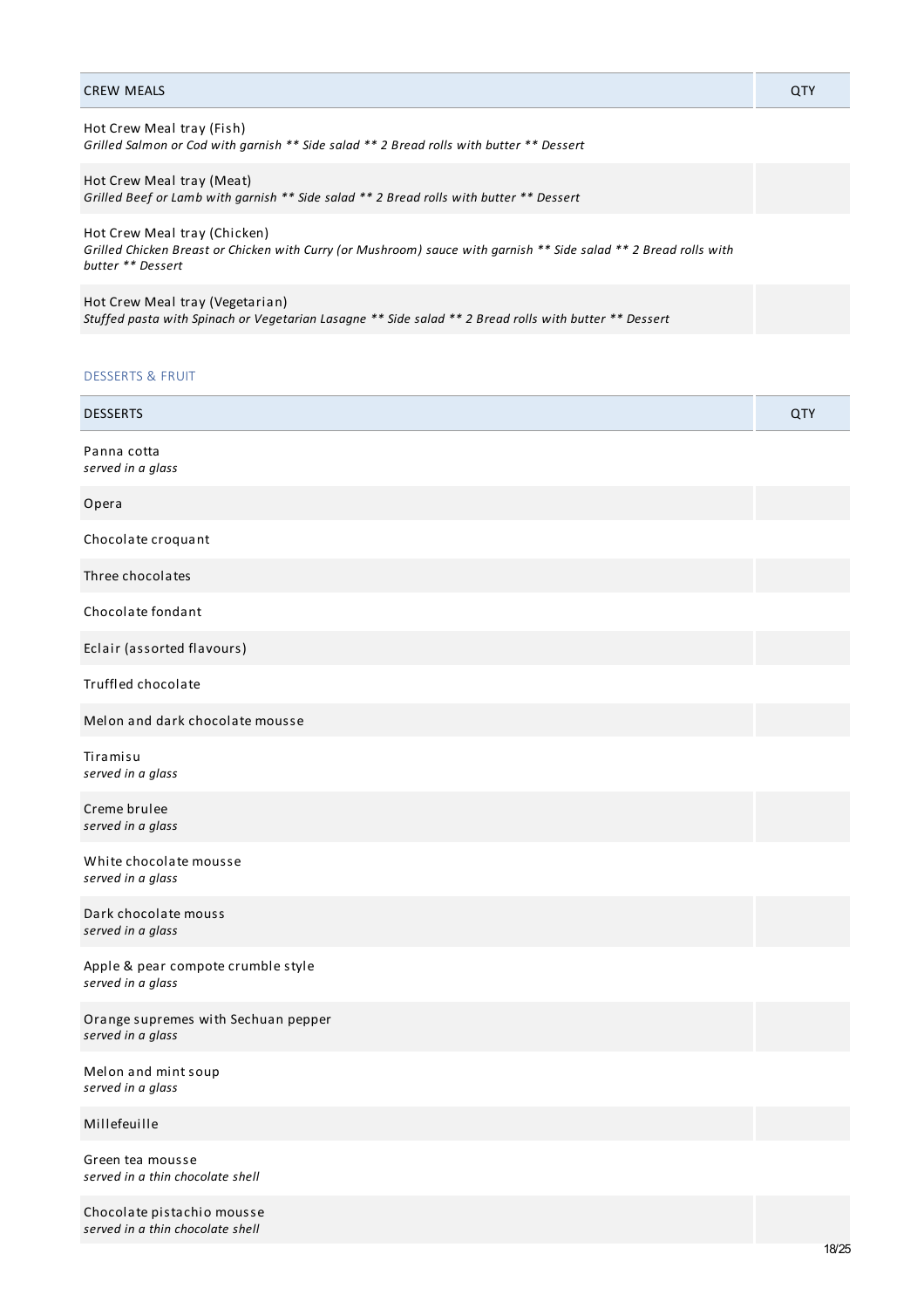| CREW MEALS | QTY |
| --- | --- |
| Hot Crew Meal tray (Fish)<br>*Grilled Salmon or Cod with garnish ** Side salad ** 2 Bread rolls with butter ** Dessert* | |
| Hot Crew Meal tray (Meat)<br>*Grilled Beef or Lamb with garnish ** Side salad ** 2 Bread rolls with butter ** Dessert* | |
| Hot Crew Meal tray (Chicken)<br>*Grilled Chicken Breast or Chicken with Curry (or Mushroom) sauce with garnish ** Side salad ** 2 Bread rolls with butter ** Dessert* | |
| Hot Crew Meal tray (Vegetarian)<br>*Stuffed pasta with Spinach or Vegetarian Lasagne ** Side salad ** 2 Bread rolls with butter ** Dessert* | |

## DESSERTS & FRUIT

| DESSERTS | QTY |
| --- | --- |
| Panna cotta<br>*served in a glass* | |
| Opera | |
| Chocolate croquant | |
| Three chocolates | |
| Chocolate fondant | |
| Eclair (assorted flavours) | |
| Truffled chocolate | |
| Melon and dark chocolate mousse | |
| Tiramisu<br>*served in a glass* | |
| Creme brulee<br>*served in a glass* | |
| White chocolate mousse<br>*served in a glass* | |
| Dark chocolate mouss<br>*served in a glass* | |
| Apple & pear compote crumble style<br>*served in a glass* | |
| Orange supremes with Sechuan pepper<br>*served in a glass* | |
| Melon and mint soup<br>*served in a glass* | |
| Millefeuille | |
| Green tea mousse<br>*served in a thin chocolate shell* | |
| Chocolate pistachio mousse<br>*served in a thin chocolate shell* | |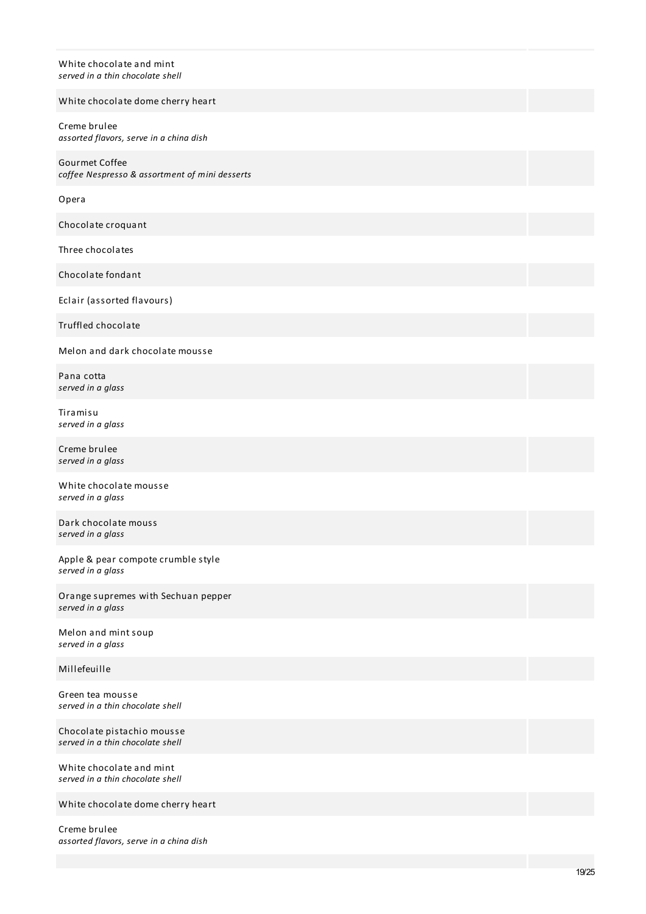| | |
|---|---|
| White chocolate and mint<br>*served in a thin chocolate shell* | |
| White chocolate dome cherry heart | |
| Creme brulee<br>*assorted flavors, serve in a china dish* | |
| Gourmet Coffee<br>*coffee Nespresso & assortment of mini desserts* | |
| Opera | |
| Chocolate croquant | |
| Three chocolates | |
| Chocolate fondant | |
| Eclair (assorted flavours) | |
| Truffled chocolate | |
| Melon and dark chocolate mousse | |
| Pana cotta<br>*served in a glass* | |
| Tiramisu<br>*served in a glass* | |
| Creme brulee<br>*served in a glass* | |
| White chocolate mousse<br>*served in a glass* | |
| Dark chocolate mouss<br>*served in a glass* | |
| Apple & pear compote crumble style<br>*served in a glass* | |
| Orange supremes with Sechuan pepper<br>*served in a glass* | |
| Melon and mint soup<br>*served in a glass* | |
| Millefeuille | |
| Green tea mousse<br>*served in a thin chocolate shell* | |
| Chocolate pistachio mousse<br>*served in a thin chocolate shell* | |
| White chocolate and mint<br>*served in a thin chocolate shell* | |
| White chocolate dome cherry heart | |
| Creme brulee<br>*assorted flavors, serve in a china dish* | |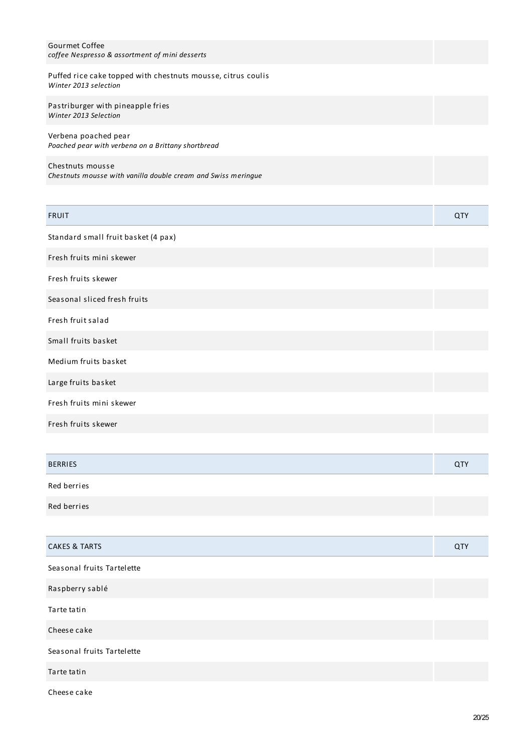| | |
|---|---|
| Gourmet Coffee<br>*coffee Nespresso & assortment of mini desserts* | |
| Puffed rice cake topped with chestnuts mousse, citrus coulis<br>*Winter 2013 selection* | |
| Pastriburger with pineapple fries<br>*Winter 2013 Selection* | |
| Verbena poached pear<br>*Poached pear with verbena on a Brittany shortbread* | |
| Chestnuts mousse<br>*Chestnuts mousse with vanilla double cream and Swiss meringue* | |

| FRUIT | QTY |
|---|---|
| Standard small fruit basket (4 pax) | |
| Fresh fruits mini skewer | |
| Fresh fruits skewer | |
| Seasonal sliced fresh fruits | |
| Fresh fruit salad | |
| Small fruits basket | |
| Medium fruits basket | |
| Large fruits basket | |
| Fresh fruits mini skewer | |
| Fresh fruits skewer | |

| BERRIES | QTY |
|---|---|
| Red berries | |
| Red berries | |

| CAKES & TARTS | QTY |
|---|---|
| Seasonal fruits Tartelette | |
| Raspberry sablé | |
| Tarte tatin | |
| Cheese cake | |
| Seasonal fruits Tartelette | |
| Tarte tatin | |
| Cheese cake | |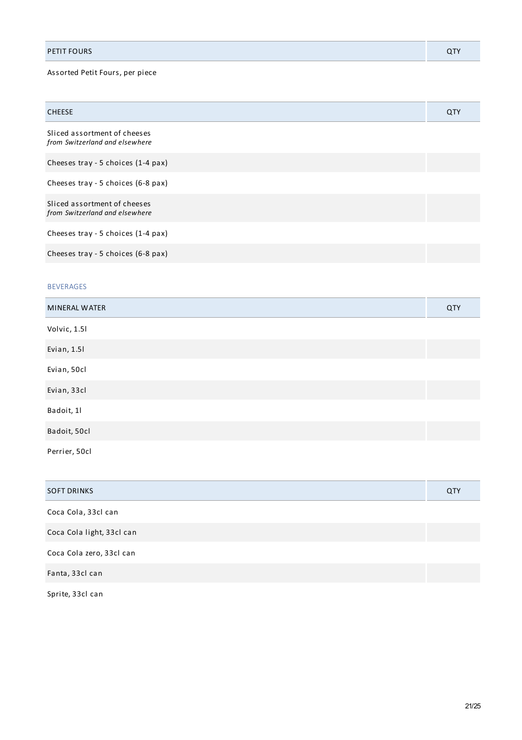| PETIT FOURS | QTY |
| --- | --- |
| Assorted Petit Fours, per piece | |

| CHEESE | QTY |
| --- | --- |
| Sliced assortment of cheeses<br>*from Switzerland and elsewhere* | |
| Cheeses tray - 5 choices (1-4 pax) | |
| Cheeses tray - 5 choices (6-8 pax) | |
| Sliced assortment of cheeses<br>*from Switzerland and elsewhere* | |
| Cheeses tray - 5 choices (1-4 pax) | |
| Cheeses tray - 5 choices (6-8 pax) | |

## BEVERAGES

| MINERAL WATER | QTY |
| --- | --- |
| Volvic, 1.5l | |
| Evian, 1.5l | |
| Evian, 50cl | |
| Evian, 33cl | |
| Badoit, 1l | |
| Badoit, 50cl | |
| Perrier, 50cl | |

| SOFT DRINKS | QTY |
| --- | --- |
| Coca Cola, 33cl can | |
| Coca Cola light, 33cl can | |
| Coca Cola zero, 33cl can | |
| Fanta, 33cl can | |
| Sprite, 33cl can | |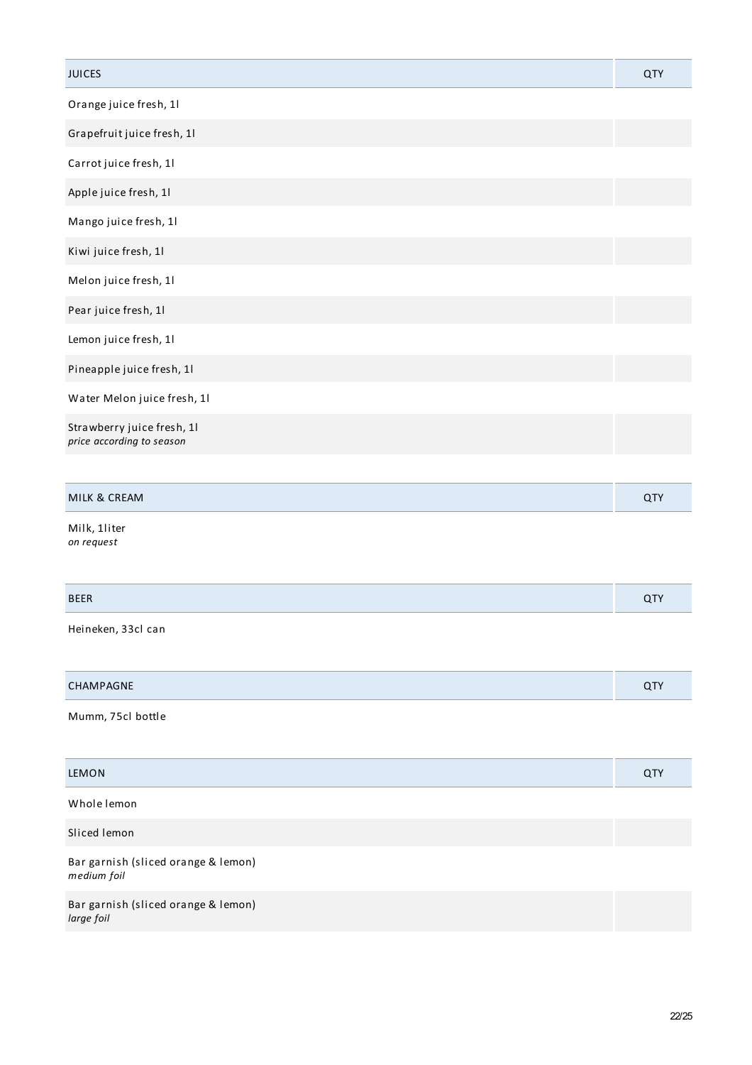| JUICES | QTY |
|---|---|
| Orange juice fresh, 1l | |
| Grapefruit juice fresh, 1l | |
| Carrot juice fresh, 1l | |
| Apple juice fresh, 1l | |
| Mango juice fresh, 1l | |
| Kiwi juice fresh, 1l | |
| Melon juice fresh, 1l | |
| Pear juice fresh, 1l | |
| Lemon juice fresh, 1l | |
| Pineapple juice fresh, 1l | |
| Water Melon juice fresh, 1l | |
| Strawberry juice fresh, 1l<br>*price according to season* | |

| MILK & CREAM | QTY |
|---|---|
| Milk, 1liter<br>*on request* | |

| BEER | QTY |
|---|---|
| Heineken, 33cl can | |

| CHAMPAGNE | QTY |
|---|---|
| Mumm, 75cl bottle | |

| LEMON | QTY |
|---|---|
| Whole lemon | |
| Sliced lemon | |
| Bar garnish (sliced orange & lemon)<br>*medium foil* | |
| Bar garnish (sliced orange & lemon)<br>*large foil* | |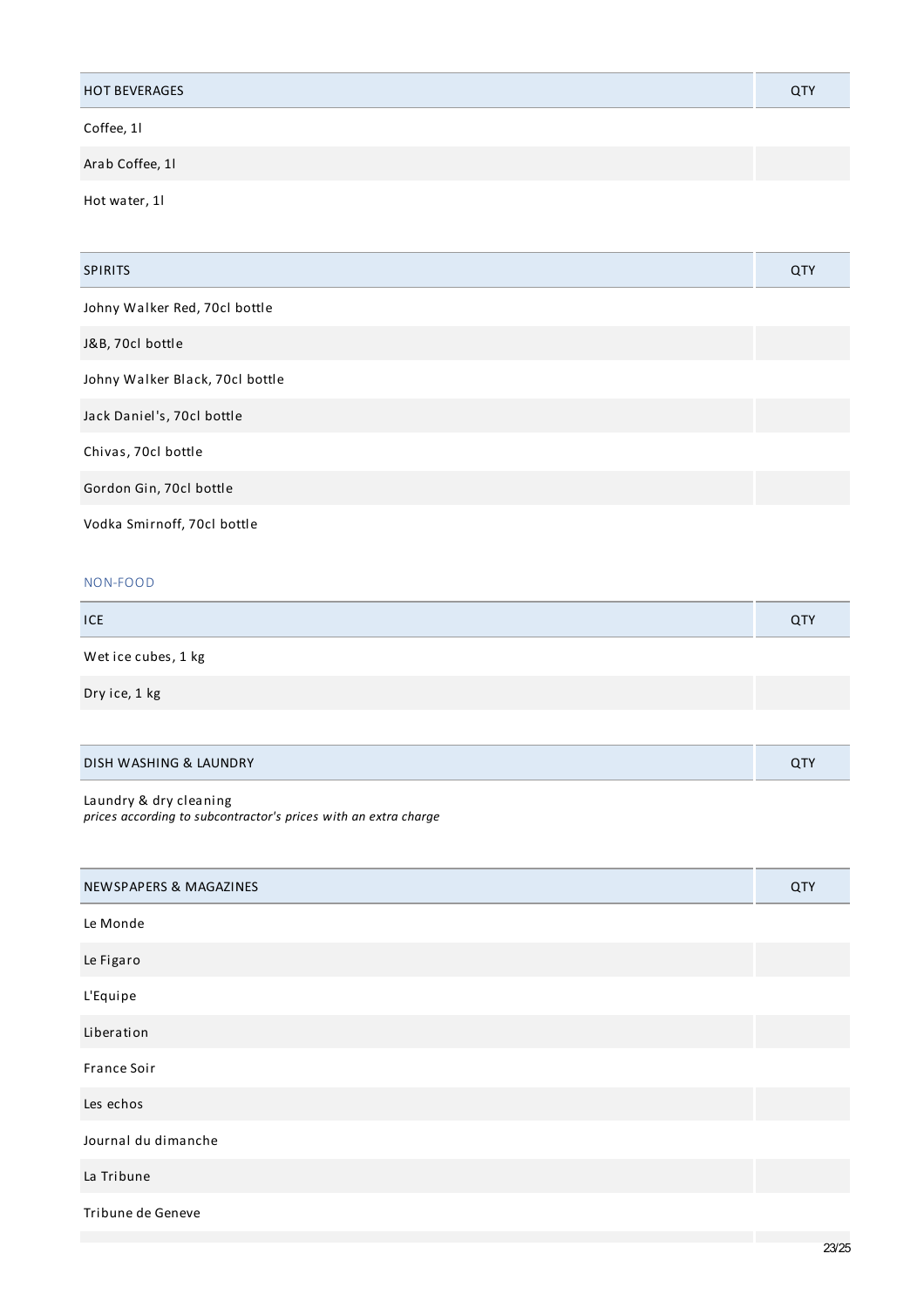| HOT BEVERAGES | QTY |
|---|---|
| Coffee, 1l | |
| Arab Coffee, 1l | |
| Hot water, 1l | |

| SPIRITS | QTY |
|---|---|
| Johny Walker Red, 70cl bottle | |
| J&B, 70cl bottle | |
| Johny Walker Black, 70cl bottle | |
| Jack Daniel's, 70cl bottle | |
| Chivas, 70cl bottle | |
| Gordon Gin, 70cl bottle | |
| Vodka Smirnoff, 70cl bottle | |

## NON-FOOD

| ICE | QTY |
|---|---|
| Wet ice cubes, 1 kg | |
| Dry ice, 1 kg | |

| DISH WASHING & LAUNDRY | QTY |
|---|---|
| Laundry & dry cleaning<br>*prices according to subcontractor's prices with an extra charge* | |

| NEWSPAPERS & MAGAZINES | QTY |
|---|---|
| Le Monde | |
| Le Figaro | |
| L'Equipe | |
| Liberation | |
| France Soir | |
| Les echos | |
| Journal du dimanche | |
| La Tribune | |
| Tribune de Geneve | |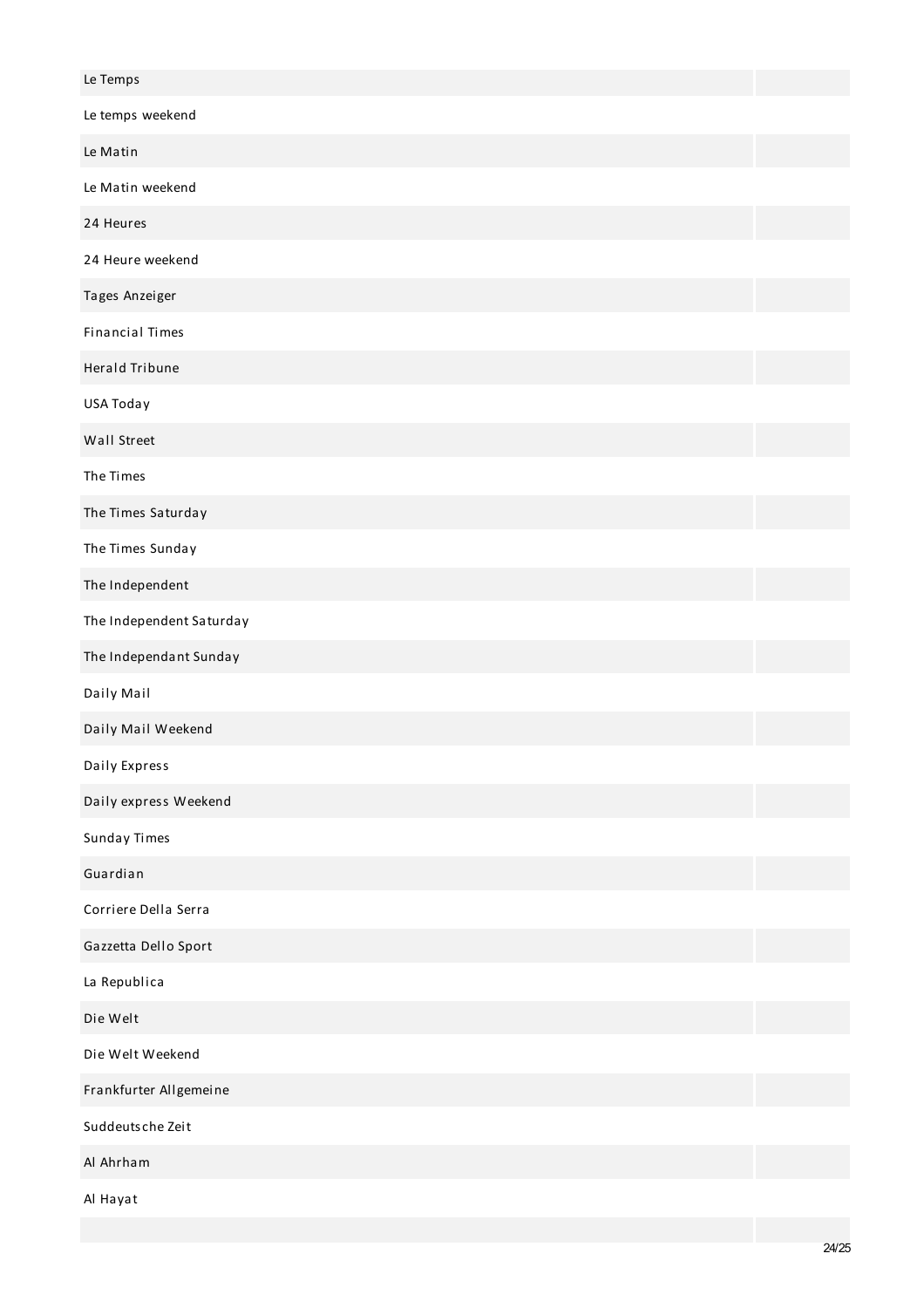| | |
|---|---|
| Le Temps | |
| Le temps weekend | |
| Le Matin | |
| Le Matin weekend | |
| 24 Heures | |
| 24 Heure weekend | |
| Tages Anzeiger | |
| Financial Times | |
| Herald Tribune | |
| USA Today | |
| Wall Street | |
| The Times | |
| The Times Saturday | |
| The Times Sunday | |
| The Independent | |
| The Independent Saturday | |
| The Independant Sunday | |
| Daily Mail | |
| Daily Mail Weekend | |
| Daily Express | |
| Daily express Weekend | |
| Sunday Times | |
| Guardian | |
| Corriere Della Serra | |
| Gazzetta Dello Sport | |
| La Republica | |
| Die Welt | |
| Die Welt Weekend | |
| Frankfurter Allgemeine | |
| Suddeutsche Zeit | |
| Al Ahrham | |
| Al Hayat | |
| | |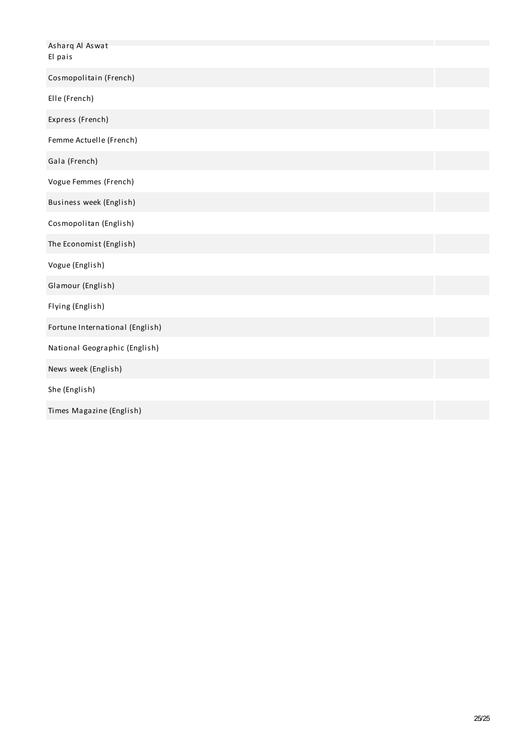| | |
|---|---|
| Asharq Al Aswat | |
| El pais | |
| Cosmopolitain (French) | |
| Elle (French) | |
| Express (French) | |
| Femme Actuelle (French) | |
| Gala (French) | |
| Vogue Femmes (French) | |
| Business week (English) | |
| Cosmopolitan (English) | |
| The Economist (English) | |
| Vogue (English) | |
| Glamour (English) | |
| Flying (English) | |
| Fortune International (English) | |
| National Geographic (English) | |
| News week (English) | |
| She (English) | |
| Times Magazine (English) | |